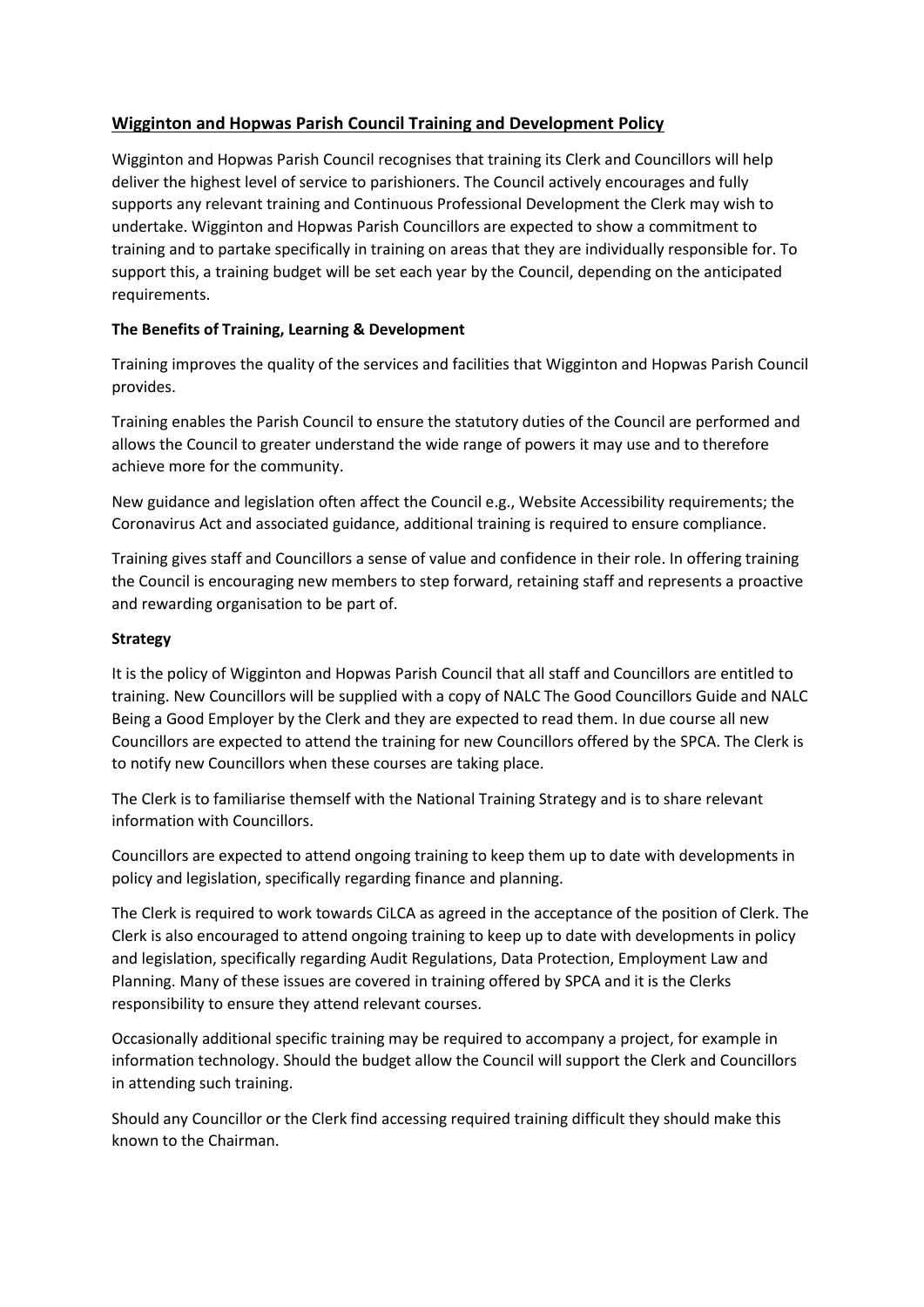# Wigginton and Hopwas Parish Council Training and Development Policy

Wigginton and Hopwas Parish Council recognises that training its Clerk and Councillors will help deliver the highest level of service to parishioners. The Council actively encourages and fully supports any relevant training and Continuous Professional Development the Clerk may wish to undertake. Wigginton and Hopwas Parish Councillors are expected to show a commitment to training and to partake specifically in training on areas that they are individually responsible for. To support this, a training budget will be set each year by the Council, depending on the anticipated requirements.

**The Benefits of Training, Learning & Development**

Training improves the quality of the services and facilities that Wigginton and Hopwas Parish Council provides.

Training enables the Parish Council to ensure the statutory duties of the Council are performed and allows the Council to greater understand the wide range of powers it may use and to therefore achieve more for the community.

New guidance and legislation often affect the Council e.g., Website Accessibility requirements; the Coronavirus Act and associated guidance, additional training is required to ensure compliance.

Training gives staff and Councillors a sense of value and confidence in their role. In offering training the Council is encouraging new members to step forward, retaining staff and represents a proactive and rewarding organisation to be part of.

**Strategy**

It is the policy of Wigginton and Hopwas Parish Council that all staff and Councillors are entitled to training. New Councillors will be supplied with a copy of NALC The Good Councillors Guide and NALC Being a Good Employer by the Clerk and they are expected to read them. In due course all new Councillors are expected to attend the training for new Councillors offered by the SPCA. The Clerk is to notify new Councillors when these courses are taking place.

The Clerk is to familiarise themself with the National Training Strategy and is to share relevant information with Councillors.

Councillors are expected to attend ongoing training to keep them up to date with developments in policy and legislation, specifically regarding finance and planning.

The Clerk is required to work towards CiLCA as agreed in the acceptance of the position of Clerk. The Clerk is also encouraged to attend ongoing training to keep up to date with developments in policy and legislation, specifically regarding Audit Regulations, Data Protection, Employment Law and Planning. Many of these issues are covered in training offered by SPCA and it is the Clerks responsibility to ensure they attend relevant courses.

Occasionally additional specific training may be required to accompany a project, for example in information technology. Should the budget allow the Council will support the Clerk and Councillors in attending such training.

Should any Councillor or the Clerk find accessing required training difficult they should make this known to the Chairman.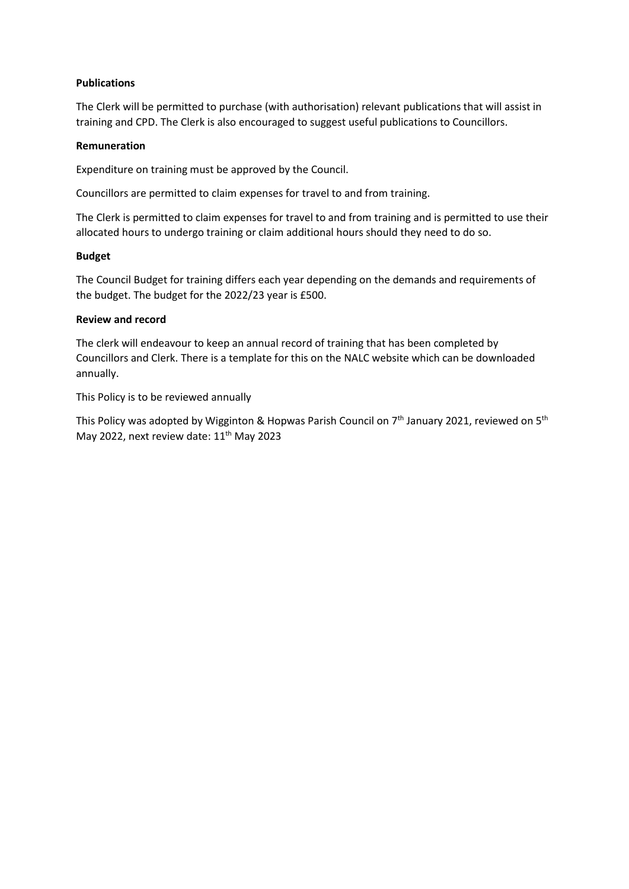**Publications**

The Clerk will be permitted to purchase (with authorisation) relevant publications that will assist in training and CPD. The Clerk is also encouraged to suggest useful publications to Councillors.

**Remuneration**

Expenditure on training must be approved by the Council.

Councillors are permitted to claim expenses for travel to and from training.

The Clerk is permitted to claim expenses for travel to and from training and is permitted to use their allocated hours to undergo training or claim additional hours should they need to do so.

**Budget**

The Council Budget for training differs each year depending on the demands and requirements of the budget. The budget for the 2022/23 year is £500.

**Review and record**

The clerk will endeavour to keep an annual record of training that has been completed by Councillors and Clerk. There is a template for this on the NALC website which can be downloaded annually.

This Policy is to be reviewed annually

This Policy was adopted by Wigginton & Hopwas Parish Council on 7th January 2021, reviewed on 5th May 2022, next review date: 11th May 2023